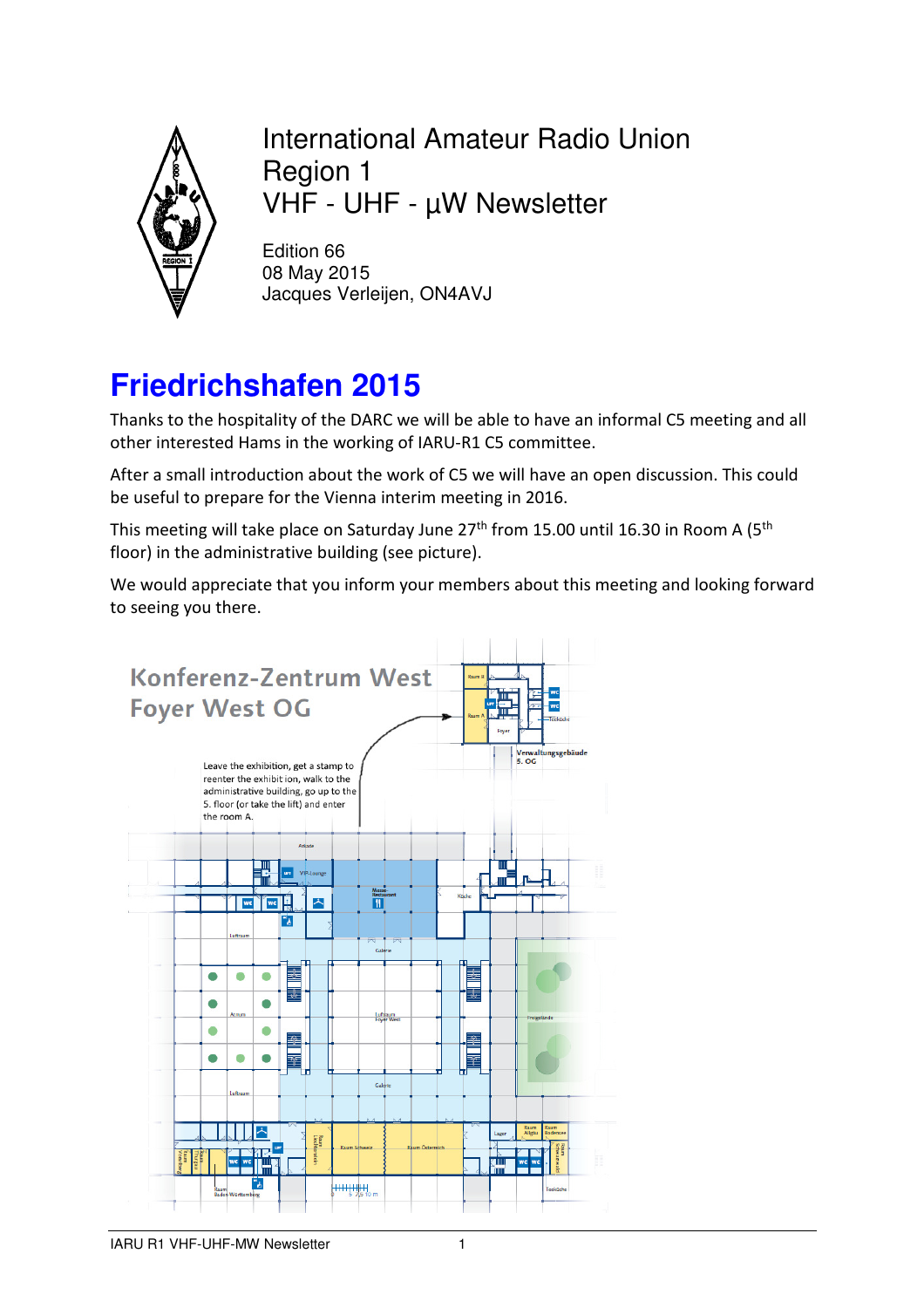International Amateur Radio Union
Region 1
VHF - UHF - µW Newsletter

Edition 66
08 May 2015
Jacques Verleijen, ON4AVJ

# Friedrichshafen 2015

Thanks to the hospitality of the DARC we will be able to have an informal C5 meeting and all other interested Hams in the working of IARU-R1 C5 committee.

After a small introduction about the work of C5 we will have an open discussion. This could be useful to prepare for the Vienna interim meeting in 2016.

This meeting will take place on Saturday June 27th from 15.00 until 16.30 in Room A (5th floor) in the administrative building (see picture).

We would appreciate that you inform your members about this meeting and looking forward to seeing you there.

Konferenz-Zentrum West
Foyer West OG

Leave the exhibition, get a stamp to reenter the exhibition, walk to the administrative building, go up to the 5. floor (or take the lift) and enter the room A.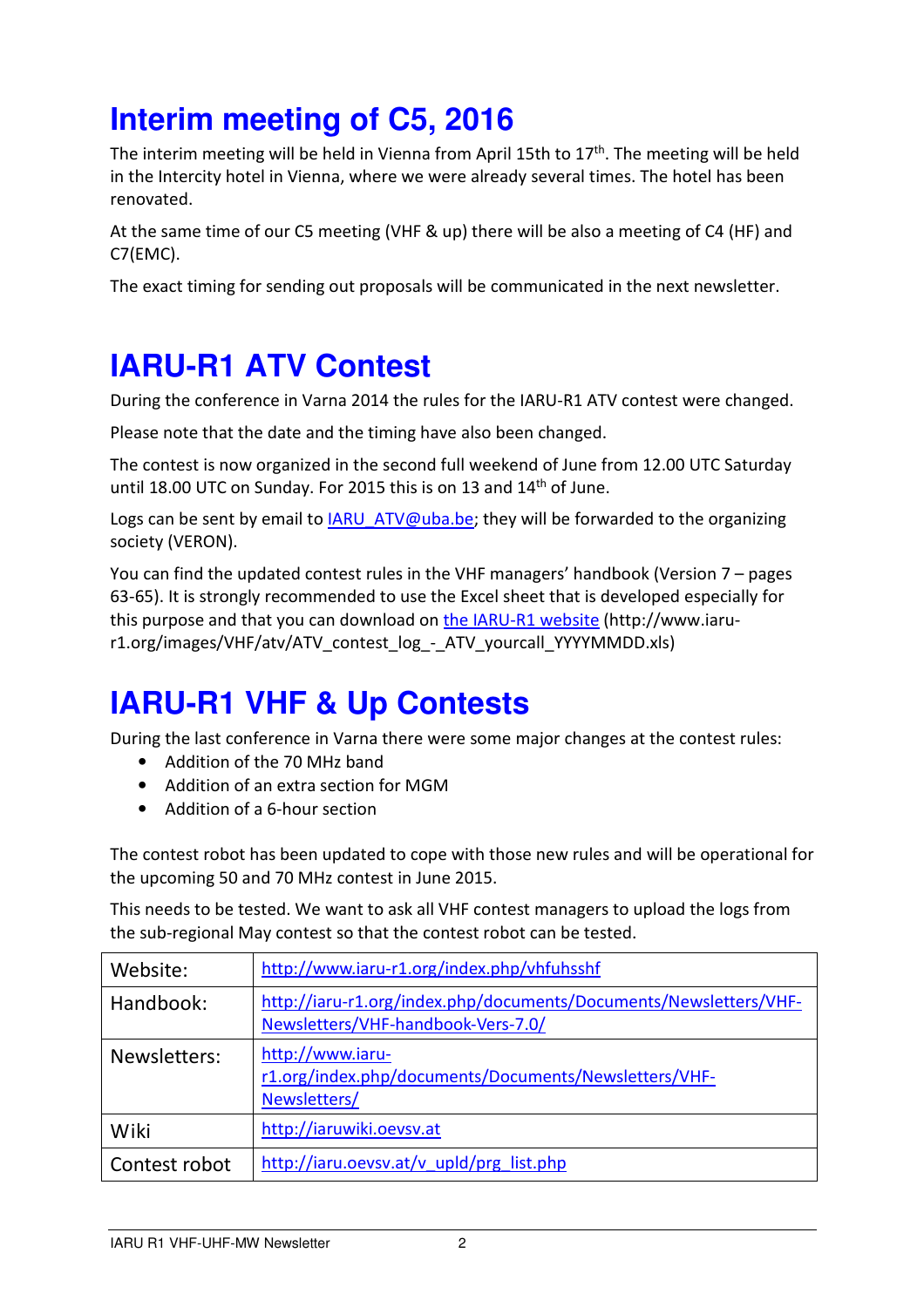# Interim meeting of C5, 2016

The interim meeting will be held in Vienna from April 15th to 17th. The meeting will be held in the Intercity hotel in Vienna, where we were already several times. The hotel has been renovated.

At the same time of our C5 meeting (VHF & up) there will be also a meeting of C4 (HF) and C7(EMC).

The exact timing for sending out proposals will be communicated in the next newsletter.

# IARU-R1 ATV Contest

During the conference in Varna 2014 the rules for the IARU-R1 ATV contest were changed.

Please note that the date and the timing have also been changed.

The contest is now organized in the second full weekend of June from 12.00 UTC Saturday until 18.00 UTC on Sunday. For 2015 this is on 13 and 14th of June.

Logs can be sent by email to IARU_ATV@uba.be; they will be forwarded to the organizing society (VERON).

You can find the updated contest rules in the VHF managers' handbook (Version 7 – pages 63-65). It is strongly recommended to use the Excel sheet that is developed especially for this purpose and that you can download on the IARU-R1 website (http://www.iaru-r1.org/images/VHF/atv/ATV_contest_log_-_ATV_yourcall_YYYYMMDD.xls)

# IARU-R1 VHF & Up Contests

During the last conference in Varna there were some major changes at the contest rules:

- Addition of the 70 MHz band
- Addition of an extra section for MGM
- Addition of a 6-hour section

The contest robot has been updated to cope with those new rules and will be operational for the upcoming 50 and 70 MHz contest in June 2015.

This needs to be tested. We want to ask all VHF contest managers to upload the logs from the sub-regional May contest so that the contest robot can be tested.

| | |
|---|---|
| Website: | http://www.iaru-r1.org/index.php/vhfuhsshf |
| Handbook: | http://iaru-r1.org/index.php/documents/Documents/Newsletters/VHF-Newsletters/VHF-handbook-Vers-7.0/ |
| Newsletters: | http://www.iaru-r1.org/index.php/documents/Documents/Newsletters/VHF-Newsletters/ |
| Wiki | http://iaruwiki.oevsv.at |
| Contest robot | http://iaru.oevsv.at/v_upld/prg_list.php |